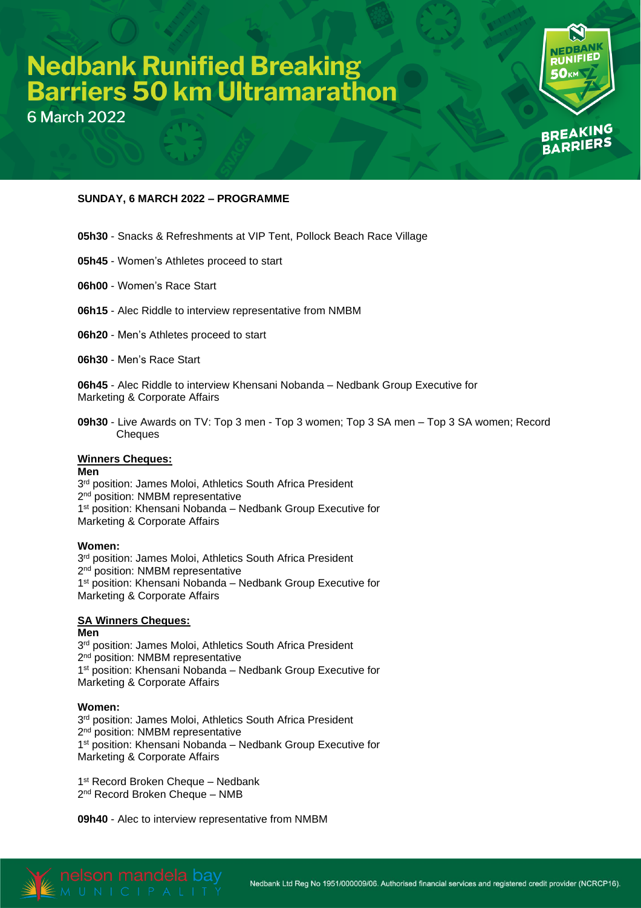# Nedbank Runified Breaking Barriers 50 km Ultramarathon

6 March 2022

**SUNDAY, 6 MARCH 2022 – PROGRAMME**

**05h30** - Snacks & Refreshments at VIP Tent, Pollock Beach Race Village

**05h45** - Women's Athletes proceed to start

**06h00** - Women's Race Start

**06h15** - Alec Riddle to interview representative from NMBM

**06h20** - Men's Athletes proceed to start

**06h30** - Men's Race Start

**06h45** - Alec Riddle to interview Khensani Nobanda – Nedbank Group Executive for Marketing & Corporate Affairs

**09h30** - Live Awards on TV: Top 3 men - Top 3 women; Top 3 SA men – Top 3 SA women; Record Cheques

**Winners Cheques:**

**Men**

3rd position: James Moloi, Athletics South Africa President
2nd position: NMBM representative
1st position: Khensani Nobanda – Nedbank Group Executive for Marketing & Corporate Affairs

**Women:**

3rd position: James Moloi, Athletics South Africa President
2nd position: NMBM representative
1st position: Khensani Nobanda – Nedbank Group Executive for Marketing & Corporate Affairs

**SA Winners Cheques:**

**Men**

3rd position: James Moloi, Athletics South Africa President
2nd position: NMBM representative
1st position: Khensani Nobanda – Nedbank Group Executive for Marketing & Corporate Affairs

**Women:**

3rd position: James Moloi, Athletics South Africa President
2nd position: NMBM representative
1st position: Khensani Nobanda – Nedbank Group Executive for Marketing & Corporate Affairs

1st Record Broken Cheque – Nedbank
2nd Record Broken Cheque – NMB

**09h40** - Alec to interview representative from NMBM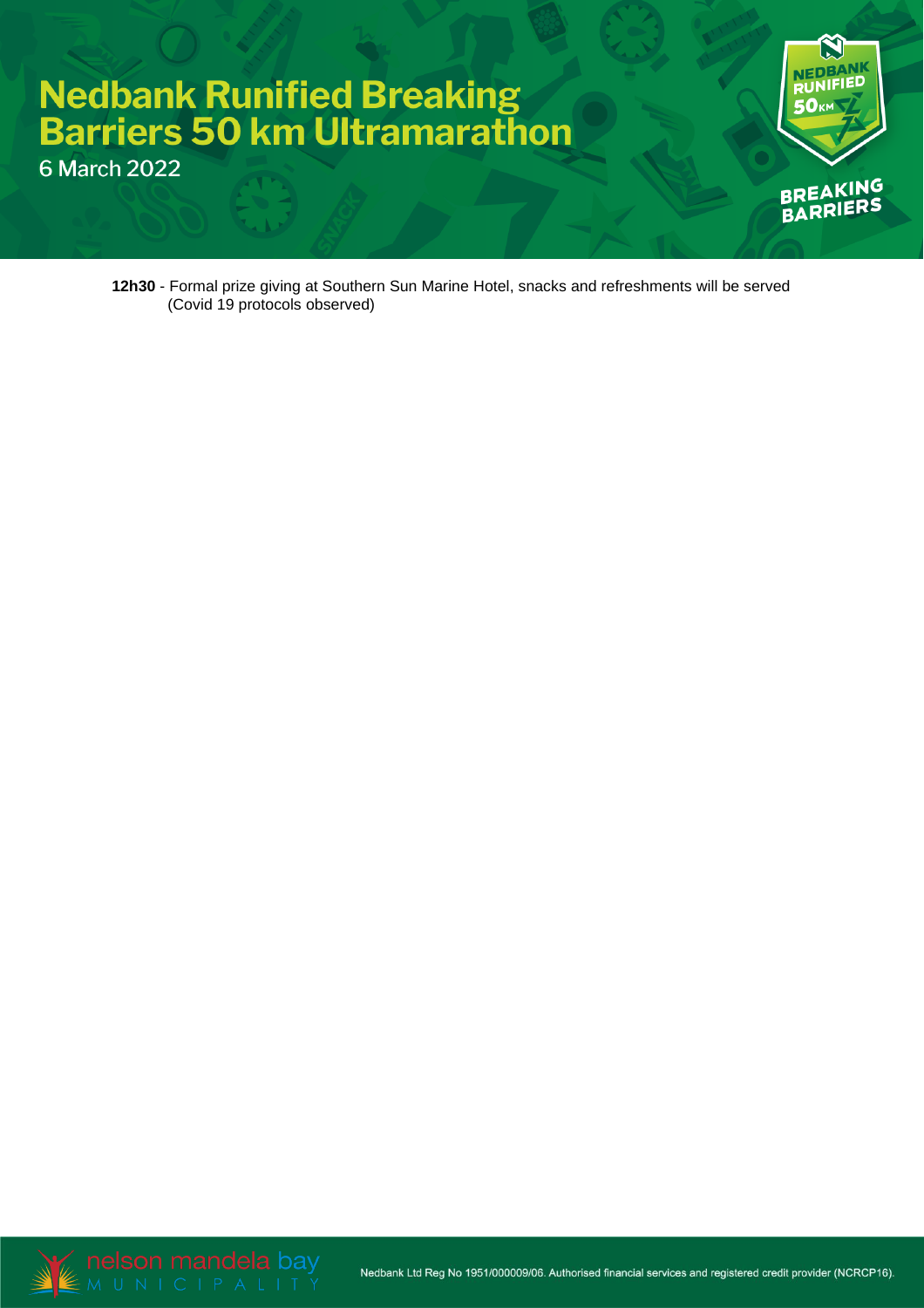**12h30** - Formal prize giving at Southern Sun Marine Hotel, snacks and refreshments will be served (Covid 19 protocols observed)